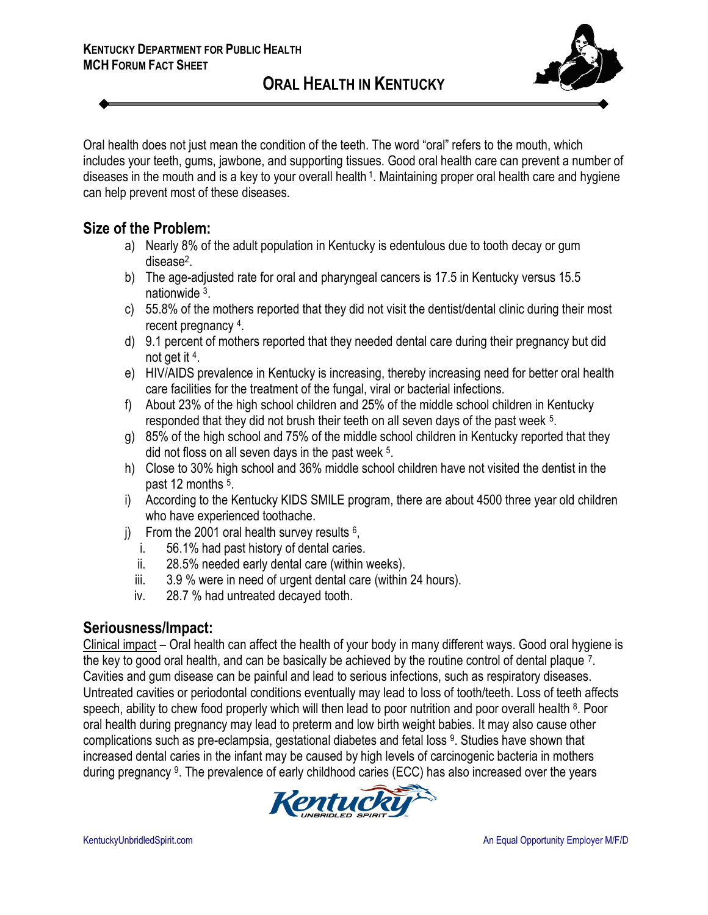**KENTUCKY DEPARTMENT FOR PUBLIC HEALTH**
**MCH FORUM FACT SHEET**

# ORAL HEALTH IN KENTUCKY

Oral health does not just mean the condition of the teeth. The word "oral" refers to the mouth, which includes your teeth, gums, jawbone, and supporting tissues. Good oral health care can prevent a number of diseases in the mouth and is a key to your overall health [1]. Maintaining proper oral health care and hygiene can help prevent most of these diseases.

## Size of the Problem:

a) Nearly 8% of the adult population in Kentucky is edentulous due to tooth decay or gum disease[2].
b) The age-adjusted rate for oral and pharyngeal cancers is 17.5 in Kentucky versus 15.5 nationwide [3].
c) 55.8% of the mothers reported that they did not visit the dentist/dental clinic during their most recent pregnancy [4].
d) 9.1 percent of mothers reported that they needed dental care during their pregnancy but did not get it [4].
e) HIV/AIDS prevalence in Kentucky is increasing, thereby increasing need for better oral health care facilities for the treatment of the fungal, viral or bacterial infections.
f) About 23% of the high school children and 25% of the middle school children in Kentucky responded that they did not brush their teeth on all seven days of the past week [5].
g) 85% of the high school and 75% of the middle school children in Kentucky reported that they did not floss on all seven days in the past week [5].
h) Close to 30% high school and 36% middle school children have not visited the dentist in the past 12 months [5].
i) According to the Kentucky KIDS SMILE program, there are about 4500 three year old children who have experienced toothache.
j) From the 2001 oral health survey results [6],
   i. 56.1% had past history of dental caries.
   ii. 28.5% needed early dental care (within weeks).
   iii. 3.9 % were in need of urgent dental care (within 24 hours).
   iv. 28.7 % had untreated decayed tooth.

## Seriousness/Impact:

Clinical impact – Oral health can affect the health of your body in many different ways. Good oral hygiene is the key to good oral health, and can be basically be achieved by the routine control of dental plaque [7]. Cavities and gum disease can be painful and lead to serious infections, such as respiratory diseases. Untreated cavities or periodontal conditions eventually may lead to loss of tooth/teeth. Loss of teeth affects speech, ability to chew food properly which will then lead to poor nutrition and poor overall health [8]. Poor oral health during pregnancy may lead to preterm and low birth weight babies. It may also cause other complications such as pre-eclampsia, gestational diabetes and fetal loss [9]. Studies have shown that increased dental caries in the infant may be caused by high levels of carcinogenic bacteria in mothers during pregnancy [9]. The prevalence of early childhood caries (ECC) has also increased over the years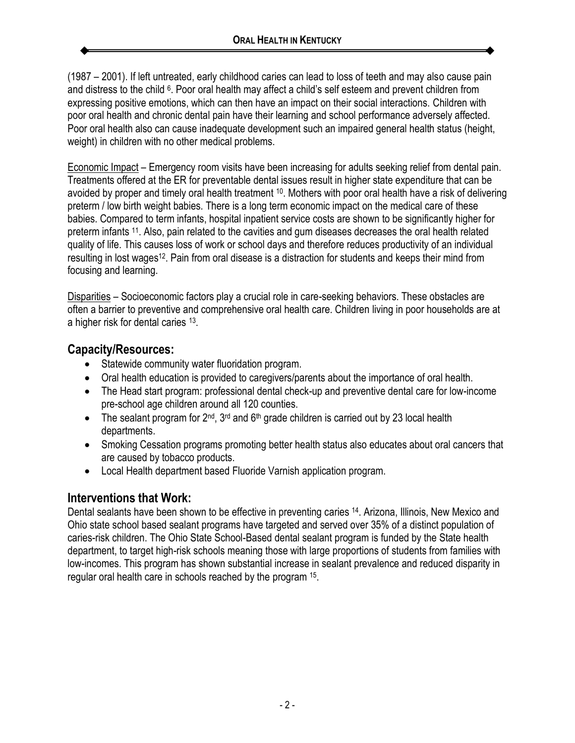(1987 – 2001). If left untreated, early childhood caries can lead to loss of teeth and may also cause pain and distress to the child [6]. Poor oral health may affect a child's self esteem and prevent children from expressing positive emotions, which can then have an impact on their social interactions. Children with poor oral health and chronic dental pain have their learning and school performance adversely affected. Poor oral health also can cause inadequate development such an impaired general health status (height, weight) in children with no other medical problems.

Economic Impact – Emergency room visits have been increasing for adults seeking relief from dental pain. Treatments offered at the ER for preventable dental issues result in higher state expenditure that can be avoided by proper and timely oral health treatment [10]. Mothers with poor oral health have a risk of delivering preterm / low birth weight babies. There is a long term economic impact on the medical care of these babies. Compared to term infants, hospital inpatient service costs are shown to be significantly higher for preterm infants [11]. Also, pain related to the cavities and gum diseases decreases the oral health related quality of life. This causes loss of work or school days and therefore reduces productivity of an individual resulting in lost wages[12]. Pain from oral disease is a distraction for students and keeps their mind from focusing and learning.

Disparities – Socioeconomic factors play a crucial role in care-seeking behaviors. These obstacles are often a barrier to preventive and comprehensive oral health care. Children living in poor households are at a higher risk for dental caries [13].

## Capacity/Resources:

- Statewide community water fluoridation program.
- Oral health education is provided to caregivers/parents about the importance of oral health.
- The Head start program: professional dental check-up and preventive dental care for low-income pre-school age children around all 120 counties.
- The sealant program for 2nd, 3rd and 6th grade children is carried out by 23 local health departments.
- Smoking Cessation programs promoting better health status also educates about oral cancers that are caused by tobacco products.
- Local Health department based Fluoride Varnish application program.

## Interventions that Work:

Dental sealants have been shown to be effective in preventing caries [14]. Arizona, Illinois, New Mexico and Ohio state school based sealant programs have targeted and served over 35% of a distinct population of caries-risk children. The Ohio State School-Based dental sealant program is funded by the State health department, to target high-risk schools meaning those with large proportions of students from families with low-incomes. This program has shown substantial increase in sealant prevalence and reduced disparity in regular oral health care in schools reached by the program [15].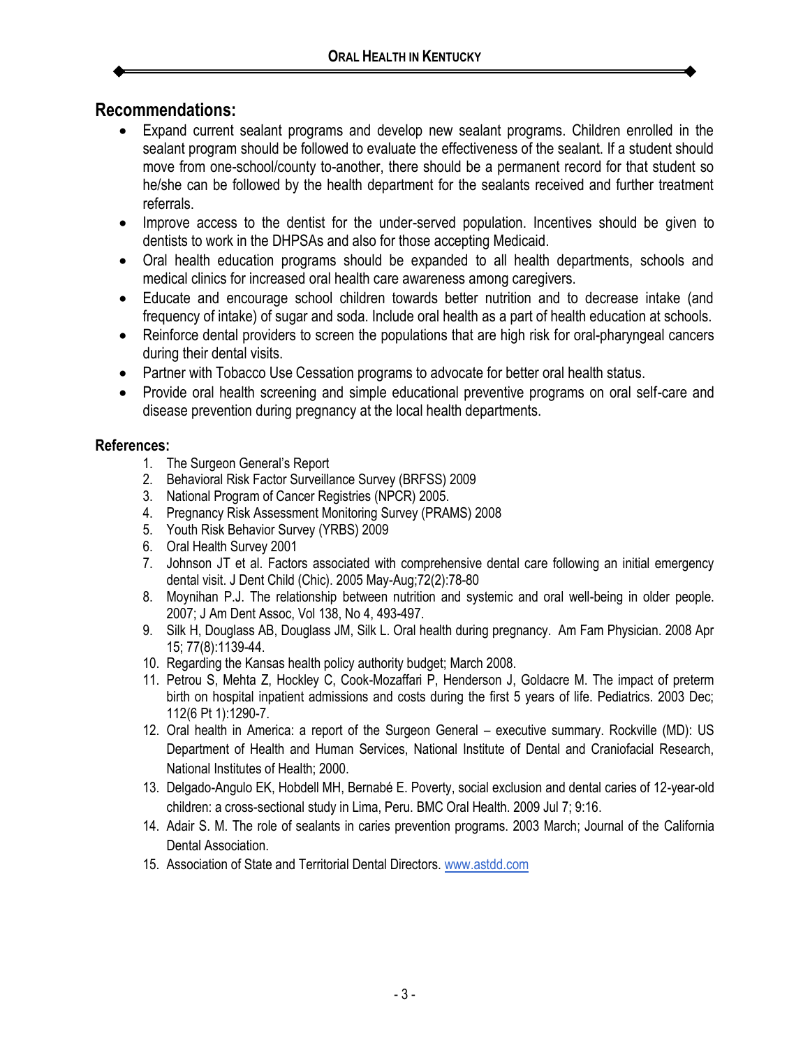## Recommendations:

- Expand current sealant programs and develop new sealant programs. Children enrolled in the sealant program should be followed to evaluate the effectiveness of the sealant. If a student should move from one-school/county to-another, there should be a permanent record for that student so he/she can be followed by the health department for the sealants received and further treatment referrals.
- Improve access to the dentist for the under-served population. Incentives should be given to dentists to work in the DHPSAs and also for those accepting Medicaid.
- Oral health education programs should be expanded to all health departments, schools and medical clinics for increased oral health care awareness among caregivers.
- Educate and encourage school children towards better nutrition and to decrease intake (and frequency of intake) of sugar and soda. Include oral health as a part of health education at schools.
- Reinforce dental providers to screen the populations that are high risk for oral-pharyngeal cancers during their dental visits.
- Partner with Tobacco Use Cessation programs to advocate for better oral health status.
- Provide oral health screening and simple educational preventive programs on oral self-care and disease prevention during pregnancy at the local health departments.

### References:

1. The Surgeon General's Report
2. Behavioral Risk Factor Surveillance Survey (BRFSS) 2009
3. National Program of Cancer Registries (NPCR) 2005.
4. Pregnancy Risk Assessment Monitoring Survey (PRAMS) 2008
5. Youth Risk Behavior Survey (YRBS) 2009
6. Oral Health Survey 2001
7. Johnson JT et al. Factors associated with comprehensive dental care following an initial emergency dental visit. J Dent Child (Chic). 2005 May-Aug;72(2):78-80
8. Moynihan P.J. The relationship between nutrition and systemic and oral well-being in older people. 2007; J Am Dent Assoc, Vol 138, No 4, 493-497.
9. Silk H, Douglass AB, Douglass JM, Silk L. Oral health during pregnancy. Am Fam Physician. 2008 Apr 15; 77(8):1139-44.
10. Regarding the Kansas health policy authority budget; March 2008.
11. Petrou S, Mehta Z, Hockley C, Cook-Mozaffari P, Henderson J, Goldacre M. The impact of preterm birth on hospital inpatient admissions and costs during the first 5 years of life. Pediatrics. 2003 Dec; 112(6 Pt 1):1290-7.
12. Oral health in America: a report of the Surgeon General – executive summary. Rockville (MD): US Department of Health and Human Services, National Institute of Dental and Craniofacial Research, National Institutes of Health; 2000.
13. Delgado-Angulo EK, Hobdell MH, Bernabé E. Poverty, social exclusion and dental caries of 12-year-old children: a cross-sectional study in Lima, Peru. BMC Oral Health. 2009 Jul 7; 9:16.
14. Adair S. M. The role of sealants in caries prevention programs. 2003 March; Journal of the California Dental Association.
15. Association of State and Territorial Dental Directors. [www.astdd.com](http://www.astdd.com)